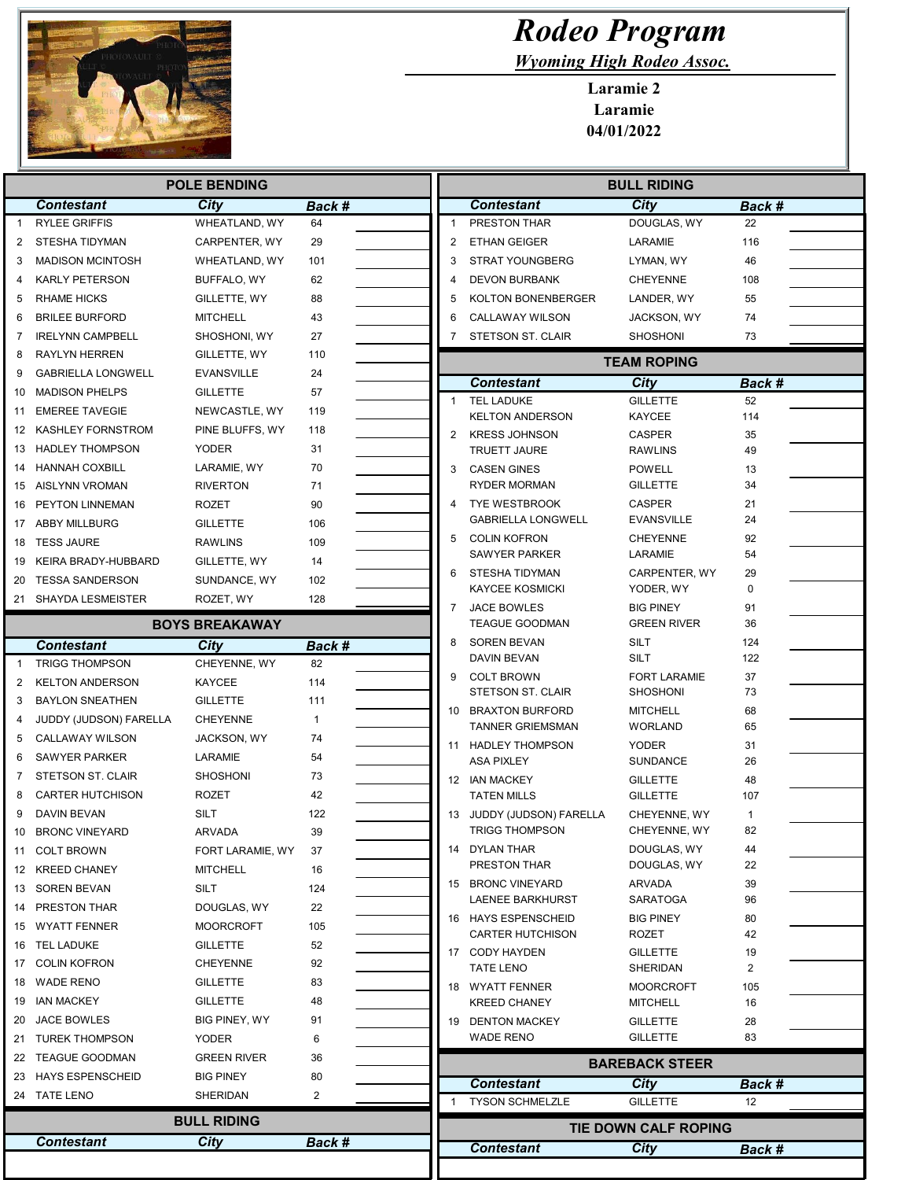# Rodeo Program

## *Wyoming High Rodeo Assoc.*

**Laramie 2**
**Laramie**
**04/01/2022**

## POLE BENDING

| | Contestant | City | Back # | |
|---|---|---|---|---|
| 1 | RYLEE GRIFFIS | WHEATLAND, WY | 64 | |
| 2 | STESHA TIDYMAN | CARPENTER, WY | 29 | |
| 3 | MADISON MCINTOSH | WHEATLAND, WY | 101 | |
| 4 | KARLY PETERSON | BUFFALO, WY | 62 | |
| 5 | RHAME HICKS | GILLETTE, WY | 88 | |
| 6 | BRILEE BURFORD | MITCHELL | 43 | |
| 7 | IRELYNN CAMPBELL | SHOSHONI, WY | 27 | |
| 8 | RAYLYN HERREN | GILLETTE, WY | 110 | |
| 9 | GABRIELLA LONGWELL | EVANSVILLE | 24 | |
| 10 | MADISON PHELPS | GILLETTE | 57 | |
| 11 | EMEREE TAVEGIE | NEWCASTLE, WY | 119 | |
| 12 | KASHLEY FORNSTROM | PINE BLUFFS, WY | 118 | |
| 13 | HADLEY THOMPSON | YODER | 31 | |
| 14 | HANNAH COXBILL | LARAMIE, WY | 70 | |
| 15 | AISLYNN VROMAN | RIVERTON | 71 | |
| 16 | PEYTON LINNEMAN | ROZET | 90 | |
| 17 | ABBY MILLBURG | GILLETTE | 106 | |
| 18 | TESS JAURE | RAWLINS | 109 | |
| 19 | KEIRA BRADY-HUBBARD | GILLETTE, WY | 14 | |
| 20 | TESSA SANDERSON | SUNDANCE, WY | 102 | |
| 21 | SHAYDA LESMEISTER | ROZET, WY | 128 | |

## BOYS BREAKAWAY

| | Contestant | City | Back # | |
|---|---|---|---|---|
| 1 | TRIGG THOMPSON | CHEYENNE, WY | 82 | |
| 2 | KELTON ANDERSON | KAYCEE | 114 | |
| 3 | BAYLON SNEATHEN | GILLETTE | 111 | |
| 4 | JUDDY (JUDSON) FARELLA | CHEYENNE | 1 | |
| 5 | CALLAWAY WILSON | JACKSON, WY | 74 | |
| 6 | SAWYER PARKER | LARAMIE | 54 | |
| 7 | STETSON ST. CLAIR | SHOSHONI | 73 | |
| 8 | CARTER HUTCHISON | ROZET | 42 | |
| 9 | DAVIN BEVAN | SILT | 122 | |
| 10 | BRONC VINEYARD | ARVADA | 39 | |
| 11 | COLT BROWN | FORT LARAMIE, WY | 37 | |
| 12 | KREED CHANEY | MITCHELL | 16 | |
| 13 | SOREN BEVAN | SILT | 124 | |
| 14 | PRESTON THAR | DOUGLAS, WY | 22 | |
| 15 | WYATT FENNER | MOORCROFT | 105 | |
| 16 | TEL LADUKE | GILLETTE | 52 | |
| 17 | COLIN KOFRON | CHEYENNE | 92 | |
| 18 | WADE RENO | GILLETTE | 83 | |
| 19 | IAN MACKEY | GILLETTE | 48 | |
| 20 | JACE BOWLES | BIG PINEY, WY | 91 | |
| 21 | TUREK THOMPSON | YODER | 6 | |
| 22 | TEAGUE GOODMAN | GREEN RIVER | 36 | |
| 23 | HAYS ESPENSCHEID | BIG PINEY | 80 | |
| 24 | TATE LENO | SHERIDAN | 2 | |

## BULL RIDING

| | Contestant | City | Back # | |
|---|---|---|---|---|

## BULL RIDING

| | Contestant | City | Back # | |
|---|---|---|---|---|
| 1 | PRESTON THAR | DOUGLAS, WY | 22 | |
| 2 | ETHAN GEIGER | LARAMIE | 116 | |
| 3 | STRAT YOUNGBERG | LYMAN, WY | 46 | |
| 4 | DEVON BURBANK | CHEYENNE | 108 | |
| 5 | KOLTON BONENBERGER | LANDER, WY | 55 | |
| 6 | CALLAWAY WILSON | JACKSON, WY | 74 | |
| 7 | STETSON ST. CLAIR | SHOSHONI | 73 | |

## TEAM ROPING

| | Contestant | City | Back # | |
|---|---|---|---|---|
| 1 | TEL LADUKE | GILLETTE | 52 | |
| | KELTON ANDERSON | KAYCEE | 114 | |
| 2 | KRESS JOHNSON | CASPER | 35 | |
| | TRUETT JAURE | RAWLINS | 49 | |
| 3 | CASEN GINES | POWELL | 13 | |
| | RYDER MORMAN | GILLETTE | 34 | |
| 4 | TYE WESTBROOK | CASPER | 21 | |
| | GABRIELLA LONGWELL | EVANSVILLE | 24 | |
| 5 | COLIN KOFRON | CHEYENNE | 92 | |
| | SAWYER PARKER | LARAMIE | 54 | |
| 6 | STESHA TIDYMAN | CARPENTER, WY | 29 | |
| | KAYCEE KOSMICKI | YODER, WY | 0 | |
| 7 | JACE BOWLES | BIG PINEY | 91 | |
| | TEAGUE GOODMAN | GREEN RIVER | 36 | |
| 8 | SOREN BEVAN | SILT | 124 | |
| | DAVIN BEVAN | SILT | 122 | |
| 9 | COLT BROWN | FORT LARAMIE | 37 | |
| | STETSON ST. CLAIR | SHOSHONI | 73 | |
| 10 | BRAXTON BURFORD | MITCHELL | 68 | |
| | TANNER GRIEMSMAN | WORLAND | 65 | |
| 11 | HADLEY THOMPSON | YODER | 31 | |
| | ASA PIXLEY | SUNDANCE | 26 | |
| 12 | IAN MACKEY | GILLETTE | 48 | |
| | TATEN MILLS | GILLETTE | 107 | |
| 13 | JUDDY (JUDSON) FARELLA | CHEYENNE, WY | 1 | |
| | TRIGG THOMPSON | CHEYENNE, WY | 82 | |
| 14 | DYLAN THAR | DOUGLAS, WY | 44 | |
| | PRESTON THAR | DOUGLAS, WY | 22 | |
| 15 | BRONC VINEYARD | ARVADA | 39 | |
| | LAENEE BARKHURST | SARATOGA | 96 | |
| 16 | HAYS ESPENSCHEID | BIG PINEY | 80 | |
| | CARTER HUTCHISON | ROZET | 42 | |
| 17 | CODY HAYDEN | GILLETTE | 19 | |
| | TATE LENO | SHERIDAN | 2 | |
| 18 | WYATT FENNER | MOORCROFT | 105 | |
| | KREED CHANEY | MITCHELL | 16 | |
| 19 | DENTON MACKEY | GILLETTE | 28 | |
| | WADE RENO | GILLETTE | 83 | |

## BAREBACK STEER

| | Contestant | City | Back # | |
|---|---|---|---|---|
| 1 | TYSON SCHMELZLE | GILLETTE | 12 | |

## TIE DOWN CALF ROPING

| | Contestant | City | Back # | |
|---|---|---|---|---|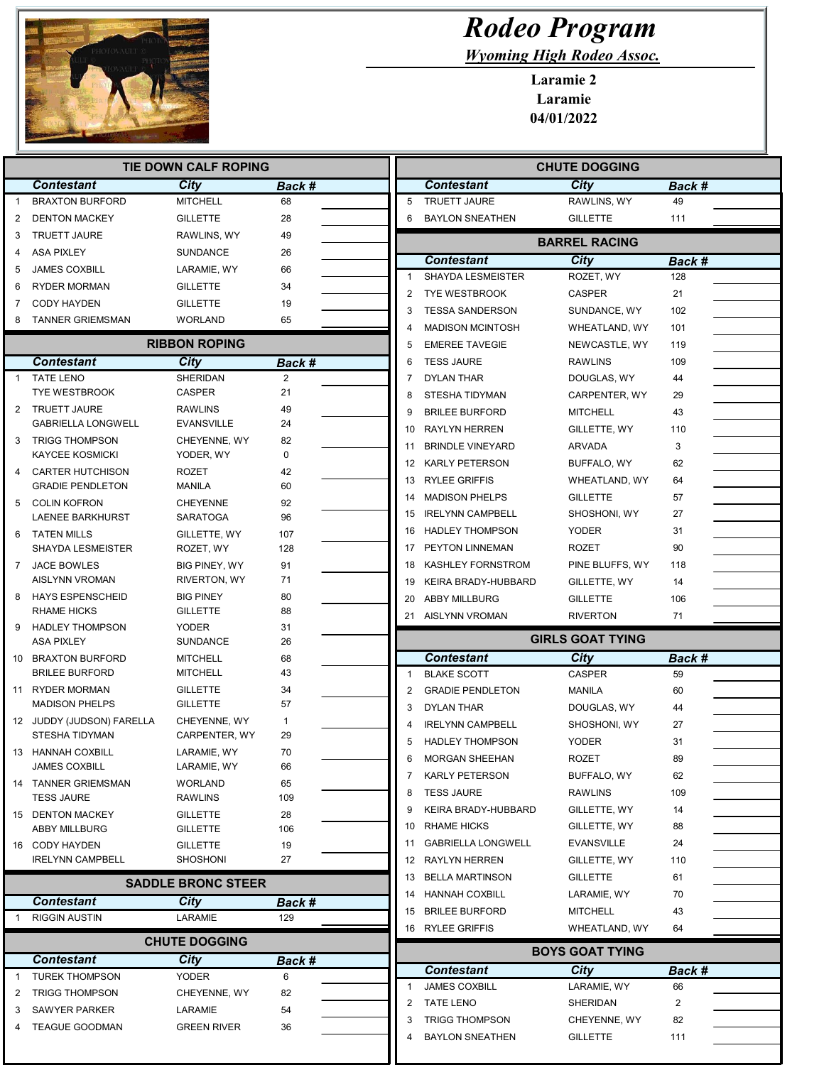# Rodeo Program

## Wyoming High Rodeo Assoc.

**Laramie 2**
**Laramie**
**04/01/2022**

## TIE DOWN CALF ROPING

| | Contestant | City | Back # | |
|---|---|---|---|---|
| 1 | BRAXTON BURFORD | MITCHELL | 68 | |
| 2 | DENTON MACKEY | GILLETTE | 28 | |
| 3 | TRUETT JAURE | RAWLINS, WY | 49 | |
| 4 | ASA PIXLEY | SUNDANCE | 26 | |
| 5 | JAMES COXBILL | LARAMIE, WY | 66 | |
| 6 | RYDER MORMAN | GILLETTE | 34 | |
| 7 | CODY HAYDEN | GILLETTE | 19 | |
| 8 | TANNER GRIEMSMAN | WORLAND | 65 | |

## RIBBON ROPING

| | Contestant | City | Back # | |
|---|---|---|---|---|
| 1 | TATE LENO | SHERIDAN | 2 | |
| | TYE WESTBROOK | CASPER | 21 | |
| 2 | TRUETT JAURE | RAWLINS | 49 | |
| | GABRIELLA LONGWELL | EVANSVILLE | 24 | |
| 3 | TRIGG THOMPSON | CHEYENNE, WY | 82 | |
| | KAYCEE KOSMICKI | YODER, WY | 0 | |
| 4 | CARTER HUTCHISON | ROZET | 42 | |
| | GRADIE PENDLETON | MANILA | 60 | |
| 5 | COLIN KOFRON | CHEYENNE | 92 | |
| | LAENEE BARKHURST | SARATOGA | 96 | |
| 6 | TATEN MILLS | GILLETTE, WY | 107 | |
| | SHAYDA LESMEISTER | ROZET, WY | 128 | |
| 7 | JACE BOWLES | BIG PINEY, WY | 91 | |
| | AISLYNN VROMAN | RIVERTON, WY | 71 | |
| 8 | HAYS ESPENSCHEID | BIG PINEY | 80 | |
| | RHAME HICKS | GILLETTE | 88 | |
| 9 | HADLEY THOMPSON | YODER | 31 | |
| | ASA PIXLEY | SUNDANCE | 26 | |
| 10 | BRAXTON BURFORD | MITCHELL | 68 | |
| | BRILEE BURFORD | MITCHELL | 43 | |
| 11 | RYDER MORMAN | GILLETTE | 34 | |
| | MADISON PHELPS | GILLETTE | 57 | |
| 12 | JUDDY (JUDSON) FARELLA | CHEYENNE, WY | 1 | |
| | STESHA TIDYMAN | CARPENTER, WY | 29 | |
| 13 | HANNAH COXBILL | LARAMIE, WY | 70 | |
| | JAMES COXBILL | LARAMIE, WY | 66 | |
| 14 | TANNER GRIEMSMAN | WORLAND | 65 | |
| | TESS JAURE | RAWLINS | 109 | |
| 15 | DENTON MACKEY | GILLETTE | 28 | |
| | ABBY MILLBURG | GILLETTE | 106 | |
| 16 | CODY HAYDEN | GILLETTE | 19 | |
| | IRELYNN CAMPBELL | SHOSHONI | 27 | |

## SADDLE BRONC STEER

| | Contestant | City | Back # | |
|---|---|---|---|---|
| 1 | RIGGIN AUSTIN | LARAMIE | 129 | |

## CHUTE DOGGING

| | Contestant | City | Back # | |
|---|---|---|---|---|
| 1 | TUREK THOMPSON | YODER | 6 | |
| 2 | TRIGG THOMPSON | CHEYENNE, WY | 82 | |
| 3 | SAWYER PARKER | LARAMIE | 54 | |
| 4 | TEAGUE GOODMAN | GREEN RIVER | 36 | |
| 5 | TRUETT JAURE | RAWLINS, WY | 49 | |
| 6 | BAYLON SNEATHEN | GILLETTE | 111 | |

## BARREL RACING

| | Contestant | City | Back # | |
|---|---|---|---|---|
| 1 | SHAYDA LESMEISTER | ROZET, WY | 128 | |
| 2 | TYE WESTBROOK | CASPER | 21 | |
| 3 | TESSA SANDERSON | SUNDANCE, WY | 102 | |
| 4 | MADISON MCINTOSH | WHEATLAND, WY | 101 | |
| 5 | EMEREE TAVEGIE | NEWCASTLE, WY | 119 | |
| 6 | TESS JAURE | RAWLINS | 109 | |
| 7 | DYLAN THAR | DOUGLAS, WY | 44 | |
| 8 | STESHA TIDYMAN | CARPENTER, WY | 29 | |
| 9 | BRILEE BURFORD | MITCHELL | 43 | |
| 10 | RAYLYN HERREN | GILLETTE, WY | 110 | |
| 11 | BRINDLE VINEYARD | ARVADA | 3 | |
| 12 | KARLY PETERSON | BUFFALO, WY | 62 | |
| 13 | RYLEE GRIFFIS | WHEATLAND, WY | 64 | |
| 14 | MADISON PHELPS | GILLETTE | 57 | |
| 15 | IRELYNN CAMPBELL | SHOSHONI, WY | 27 | |
| 16 | HADLEY THOMPSON | YODER | 31 | |
| 17 | PEYTON LINNEMAN | ROZET | 90 | |
| 18 | KASHLEY FORNSTROM | PINE BLUFFS, WY | 118 | |
| 19 | KEIRA BRADY-HUBBARD | GILLETTE, WY | 14 | |
| 20 | ABBY MILLBURG | GILLETTE | 106 | |
| 21 | AISLYNN VROMAN | RIVERTON | 71 | |

## GIRLS GOAT TYING

| | Contestant | City | Back # | |
|---|---|---|---|---|
| 1 | BLAKE SCOTT | CASPER | 59 | |
| 2 | GRADIE PENDLETON | MANILA | 60 | |
| 3 | DYLAN THAR | DOUGLAS, WY | 44 | |
| 4 | IRELYNN CAMPBELL | SHOSHONI, WY | 27 | |
| 5 | HADLEY THOMPSON | YODER | 31 | |
| 6 | MORGAN SHEEHAN | ROZET | 89 | |
| 7 | KARLY PETERSON | BUFFALO, WY | 62 | |
| 8 | TESS JAURE | RAWLINS | 109 | |
| 9 | KEIRA BRADY-HUBBARD | GILLETTE, WY | 14 | |
| 10 | RHAME HICKS | GILLETTE, WY | 88 | |
| 11 | GABRIELLA LONGWELL | EVANSVILLE | 24 | |
| 12 | RAYLYN HERREN | GILLETTE, WY | 110 | |
| 13 | BELLA MARTINSON | GILLETTE | 61 | |
| 14 | HANNAH COXBILL | LARAMIE, WY | 70 | |
| 15 | BRILEE BURFORD | MITCHELL | 43 | |
| 16 | RYLEE GRIFFIS | WHEATLAND, WY | 64 | |

## BOYS GOAT TYING

| | Contestant | City | Back # | |
|---|---|---|---|---|
| 1 | JAMES COXBILL | LARAMIE, WY | 66 | |
| 2 | TATE LENO | SHERIDAN | 2 | |
| 3 | TRIGG THOMPSON | CHEYENNE, WY | 82 | |
| 4 | BAYLON SNEATHEN | GILLETTE | 111 | |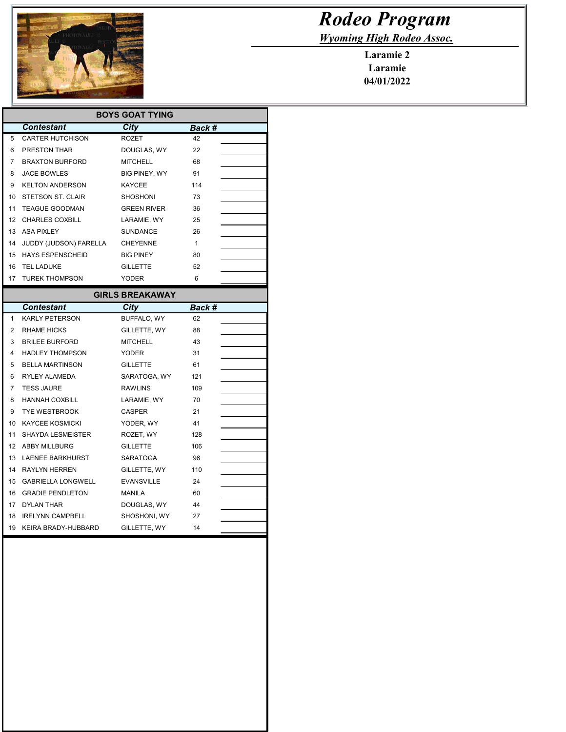# Rodeo Program

***Wyoming High Rodeo Assoc.***

**Laramie 2**
**Laramie**
**04/01/2022**

## BOYS GOAT TYING

| | Contestant | City | Back # | |
|---|---|---|---|---|
| 5 | CARTER HUTCHISON | ROZET | 42 | |
| 6 | PRESTON THAR | DOUGLAS, WY | 22 | |
| 7 | BRAXTON BURFORD | MITCHELL | 68 | |
| 8 | JACE BOWLES | BIG PINEY, WY | 91 | |
| 9 | KELTON ANDERSON | KAYCEE | 114 | |
| 10 | STETSON ST. CLAIR | SHOSHONI | 73 | |
| 11 | TEAGUE GOODMAN | GREEN RIVER | 36 | |
| 12 | CHARLES COXBILL | LARAMIE, WY | 25 | |
| 13 | ASA PIXLEY | SUNDANCE | 26 | |
| 14 | JUDDY (JUDSON) FARELLA | CHEYENNE | 1 | |
| 15 | HAYS ESPENSCHEID | BIG PINEY | 80 | |
| 16 | TEL LADUKE | GILLETTE | 52 | |
| 17 | TUREK THOMPSON | YODER | 6 | |

## GIRLS BREAKAWAY

| | Contestant | City | Back # | |
|---|---|---|---|---|
| 1 | KARLY PETERSON | BUFFALO, WY | 62 | |
| 2 | RHAME HICKS | GILLETTE, WY | 88 | |
| 3 | BRILEE BURFORD | MITCHELL | 43 | |
| 4 | HADLEY THOMPSON | YODER | 31 | |
| 5 | BELLA MARTINSON | GILLETTE | 61 | |
| 6 | RYLEY ALAMEDA | SARATOGA, WY | 121 | |
| 7 | TESS JAURE | RAWLINS | 109 | |
| 8 | HANNAH COXBILL | LARAMIE, WY | 70 | |
| 9 | TYE WESTBROOK | CASPER | 21 | |
| 10 | KAYCEE KOSMICKI | YODER, WY | 41 | |
| 11 | SHAYDA LESMEISTER | ROZET, WY | 128 | |
| 12 | ABBY MILLBURG | GILLETTE | 106 | |
| 13 | LAENEE BARKHURST | SARATOGA | 96 | |
| 14 | RAYLYN HERREN | GILLETTE, WY | 110 | |
| 15 | GABRIELLA LONGWELL | EVANSVILLE | 24 | |
| 16 | GRADIE PENDLETON | MANILA | 60 | |
| 17 | DYLAN THAR | DOUGLAS, WY | 44 | |
| 18 | IRELYNN CAMPBELL | SHOSHONI, WY | 27 | |
| 19 | KEIRA BRADY-HUBBARD | GILLETTE, WY | 14 | |